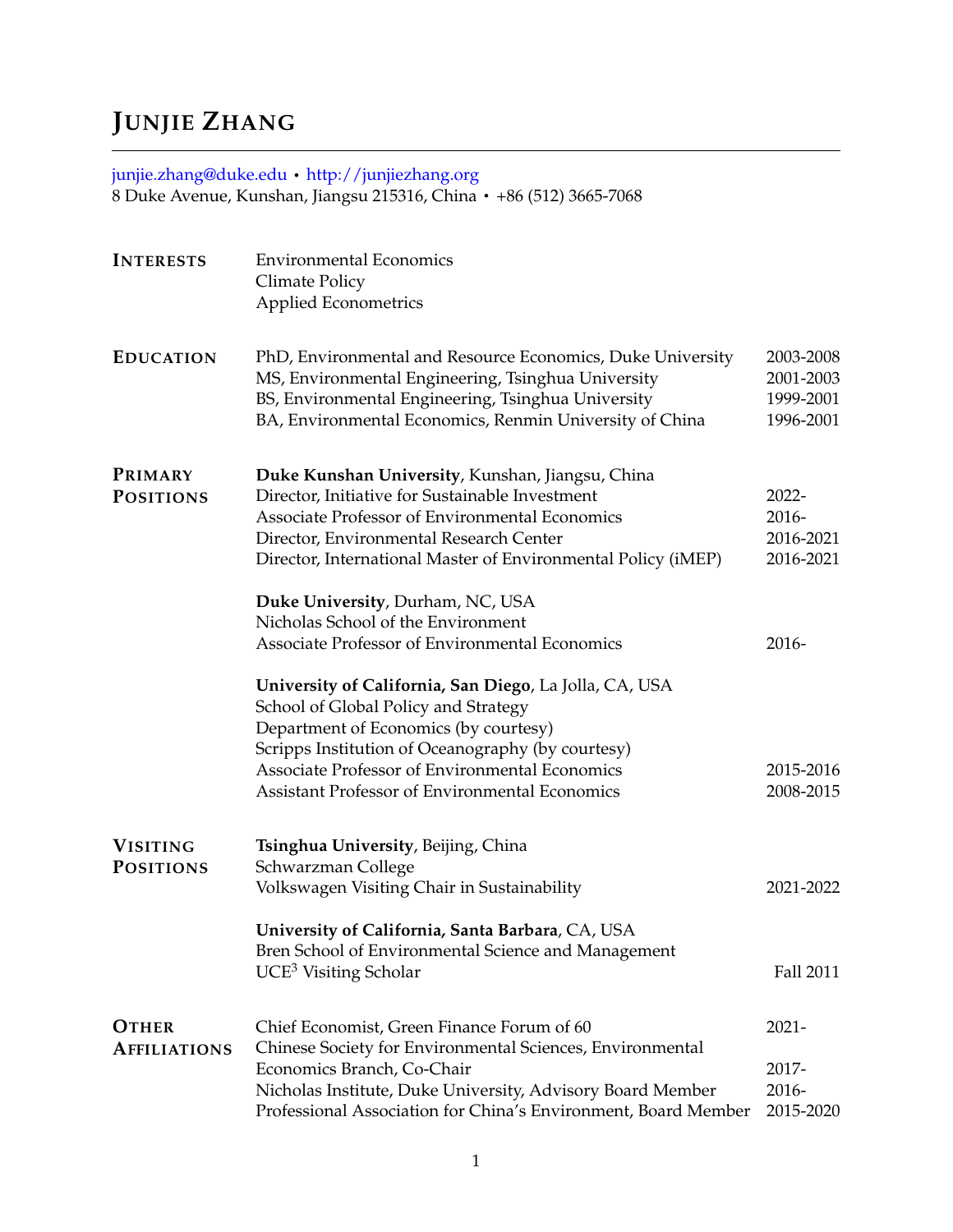# JUNJIE ZHANG

junjie.zhang@duke.edu • http://junjiezhang.org
8 Duke Avenue, Kunshan, Jiangsu 215316, China • +86 (512) 3665-7068

## INTERESTS

Environmental Economics
Climate Policy
Applied Econometrics

## EDUCATION

| | |
|---|---|
| PhD, Environmental and Resource Economics, Duke University | 2003-2008 |
| MS, Environmental Engineering, Tsinghua University | 2001-2003 |
| BS, Environmental Engineering, Tsinghua University | 1999-2001 |
| BA, Environmental Economics, Renmin University of China | 1996-2001 |

## PRIMARY POSITIONS

**Duke Kunshan University**, Kunshan, Jiangsu, China

| | |
|---|---|
| Director, Initiative for Sustainable Investment | 2022- |
| Associate Professor of Environmental Economics | 2016- |
| Director, Environmental Research Center | 2016-2021 |
| Director, International Master of Environmental Policy (iMEP) | 2016-2021 |

**Duke University**, Durham, NC, USA
Nicholas School of the Environment

| | |
|---|---|
| Associate Professor of Environmental Economics | 2016- |

**University of California, San Diego**, La Jolla, CA, USA
School of Global Policy and Strategy
Department of Economics (by courtesy)
Scripps Institution of Oceanography (by courtesy)

| | |
|---|---|
| Associate Professor of Environmental Economics | 2015-2016 |
| Assistant Professor of Environmental Economics | 2008-2015 |

## VISITING POSITIONS

**Tsinghua University**, Beijing, China
Schwarzman College

| | |
|---|---|
| Volkswagen Visiting Chair in Sustainability | 2021-2022 |

**University of California, Santa Barbara**, CA, USA
Bren School of Environmental Science and Management

| | |
|---|---|
| UCE$^3$ Visiting Scholar | Fall 2011 |

## OTHER AFFILIATIONS

| | |
|---|---|
| Chief Economist, Green Finance Forum of 60 | 2021- |
| Chinese Society for Environmental Sciences, Environmental Economics Branch, Co-Chair | 2017- |
| Nicholas Institute, Duke University, Advisory Board Member | 2016- |
| Professional Association for China's Environment, Board Member | 2015-2020 |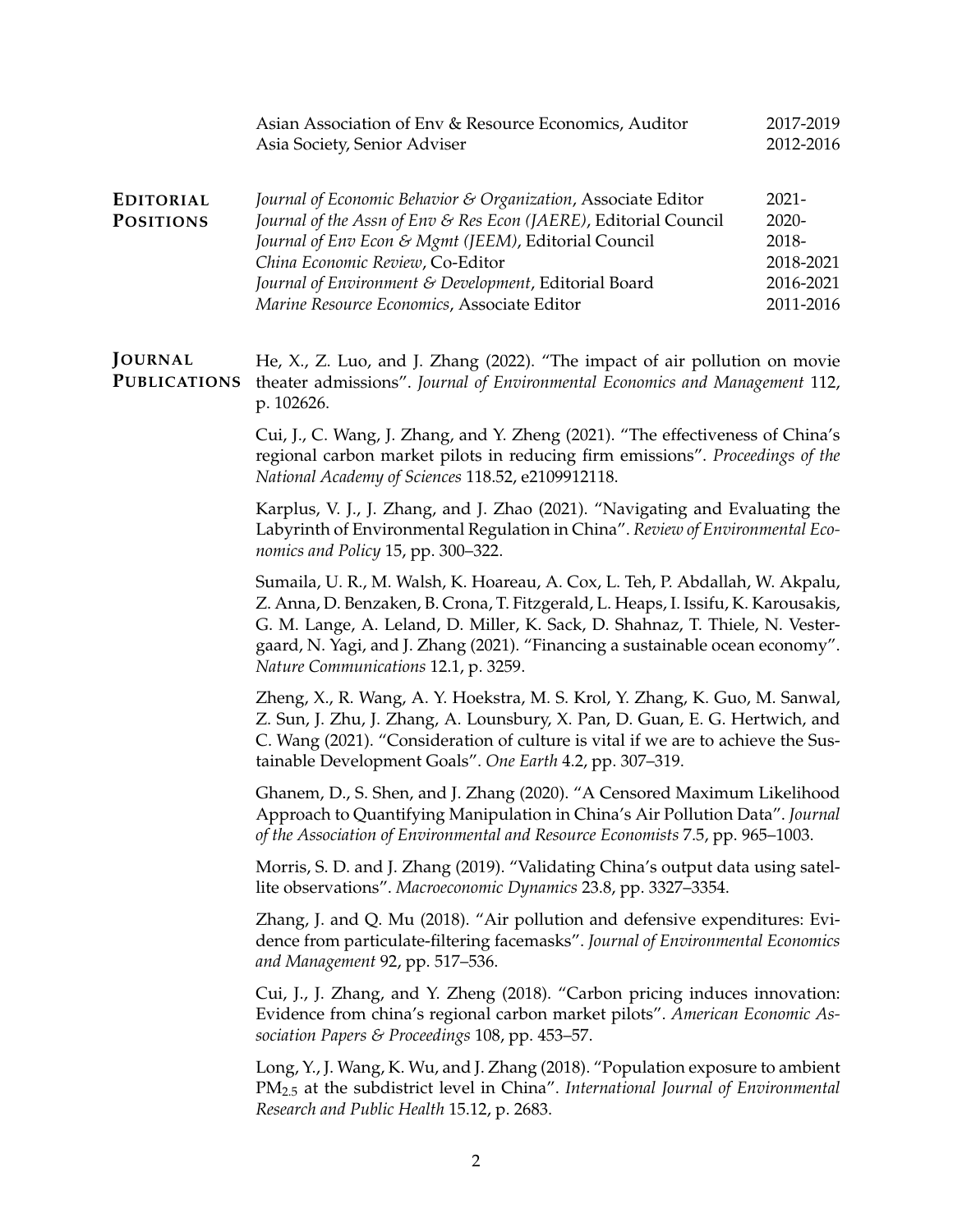| | |
|---|---|
| Asian Association of Env & Resource Economics, Auditor | 2017-2019 |
| Asia Society, Senior Adviser | 2012-2016 |

## Editorial Positions

| | |
|---|---|
| *Journal of Economic Behavior & Organization*, Associate Editor | 2021- |
| *Journal of the Assn of Env & Res Econ (JAERE)*, Editorial Council | 2020- |
| *Journal of Env Econ & Mgmt (JEEM)*, Editorial Council | 2018- |
| *China Economic Review*, Co-Editor | 2018-2021 |
| *Journal of Environment & Development*, Editorial Board | 2016-2021 |
| *Marine Resource Economics*, Associate Editor | 2011-2016 |

## Journal Publications

He, X., Z. Luo, and J. Zhang (2022). "The impact of air pollution on movie theater admissions". *Journal of Environmental Economics and Management* 112, p. 102626.

Cui, J., C. Wang, J. Zhang, and Y. Zheng (2021). "The effectiveness of China's regional carbon market pilots in reducing firm emissions". *Proceedings of the National Academy of Sciences* 118.52, e2109912118.

Karplus, V. J., J. Zhang, and J. Zhao (2021). "Navigating and Evaluating the Labyrinth of Environmental Regulation in China". *Review of Environmental Economics and Policy* 15, pp. 300–322.

Sumaila, U. R., M. Walsh, K. Hoareau, A. Cox, L. Teh, P. Abdallah, W. Akpalu, Z. Anna, D. Benzaken, B. Crona, T. Fitzgerald, L. Heaps, I. Issifu, K. Karousakis, G. M. Lange, A. Leland, D. Miller, K. Sack, D. Shahnaz, T. Thiele, N. Vestergaard, N. Yagi, and J. Zhang (2021). "Financing a sustainable ocean economy". *Nature Communications* 12.1, p. 3259.

Zheng, X., R. Wang, A. Y. Hoekstra, M. S. Krol, Y. Zhang, K. Guo, M. Sanwal, Z. Sun, J. Zhu, J. Zhang, A. Lounsbury, X. Pan, D. Guan, E. G. Hertwich, and C. Wang (2021). "Consideration of culture is vital if we are to achieve the Sustainable Development Goals". *One Earth* 4.2, pp. 307–319.

Ghanem, D., S. Shen, and J. Zhang (2020). "A Censored Maximum Likelihood Approach to Quantifying Manipulation in China's Air Pollution Data". *Journal of the Association of Environmental and Resource Economists* 7.5, pp. 965–1003.

Morris, S. D. and J. Zhang (2019). "Validating China's output data using satellite observations". *Macroeconomic Dynamics* 23.8, pp. 3327–3354.

Zhang, J. and Q. Mu (2018). "Air pollution and defensive expenditures: Evidence from particulate-filtering facemasks". *Journal of Environmental Economics and Management* 92, pp. 517–536.

Cui, J., J. Zhang, and Y. Zheng (2018). "Carbon pricing induces innovation: Evidence from china's regional carbon market pilots". *American Economic Association Papers & Proceedings* 108, pp. 453–57.

Long, Y., J. Wang, K. Wu, and J. Zhang (2018). "Population exposure to ambient $PM_{2.5}$ at the subdistrict level in China". *International Journal of Environmental Research and Public Health* 15.12, p. 2683.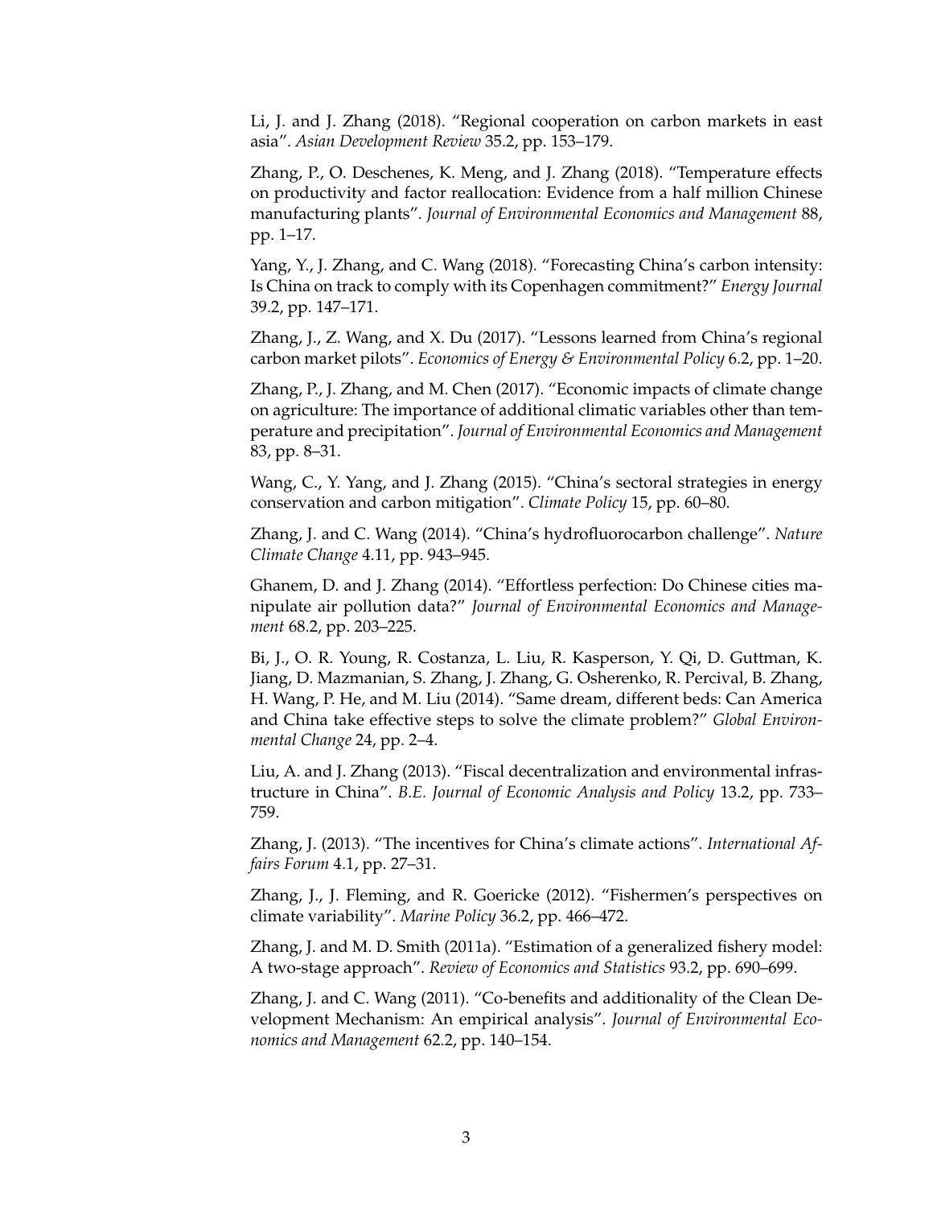Li, J. and J. Zhang (2018). "Regional cooperation on carbon markets in east asia". *Asian Development Review* 35.2, pp. 153–179.

Zhang, P., O. Deschenes, K. Meng, and J. Zhang (2018). "Temperature effects on productivity and factor reallocation: Evidence from a half million Chinese manufacturing plants". *Journal of Environmental Economics and Management* 88, pp. 1–17.

Yang, Y., J. Zhang, and C. Wang (2018). "Forecasting China's carbon intensity: Is China on track to comply with its Copenhagen commitment?" *Energy Journal* 39.2, pp. 147–171.

Zhang, J., Z. Wang, and X. Du (2017). "Lessons learned from China's regional carbon market pilots". *Economics of Energy & Environmental Policy* 6.2, pp. 1–20.

Zhang, P., J. Zhang, and M. Chen (2017). "Economic impacts of climate change on agriculture: The importance of additional climatic variables other than temperature and precipitation". *Journal of Environmental Economics and Management* 83, pp. 8–31.

Wang, C., Y. Yang, and J. Zhang (2015). "China's sectoral strategies in energy conservation and carbon mitigation". *Climate Policy* 15, pp. 60–80.

Zhang, J. and C. Wang (2014). "China's hydrofluorocarbon challenge". *Nature Climate Change* 4.11, pp. 943–945.

Ghanem, D. and J. Zhang (2014). "Effortless perfection: Do Chinese cities manipulate air pollution data?" *Journal of Environmental Economics and Management* 68.2, pp. 203–225.

Bi, J., O. R. Young, R. Costanza, L. Liu, R. Kasperson, Y. Qi, D. Guttman, K. Jiang, D. Mazmanian, S. Zhang, J. Zhang, G. Osherenko, R. Percival, B. Zhang, H. Wang, P. He, and M. Liu (2014). "Same dream, different beds: Can America and China take effective steps to solve the climate problem?" *Global Environmental Change* 24, pp. 2–4.

Liu, A. and J. Zhang (2013). "Fiscal decentralization and environmental infrastructure in China". *B.E. Journal of Economic Analysis and Policy* 13.2, pp. 733–759.

Zhang, J. (2013). "The incentives for China's climate actions". *International Affairs Forum* 4.1, pp. 27–31.

Zhang, J., J. Fleming, and R. Goericke (2012). "Fishermen's perspectives on climate variability". *Marine Policy* 36.2, pp. 466–472.

Zhang, J. and M. D. Smith (2011a). "Estimation of a generalized fishery model: A two-stage approach". *Review of Economics and Statistics* 93.2, pp. 690–699.

Zhang, J. and C. Wang (2011). "Co-benefits and additionality of the Clean Development Mechanism: An empirical analysis". *Journal of Environmental Economics and Management* 62.2, pp. 140–154.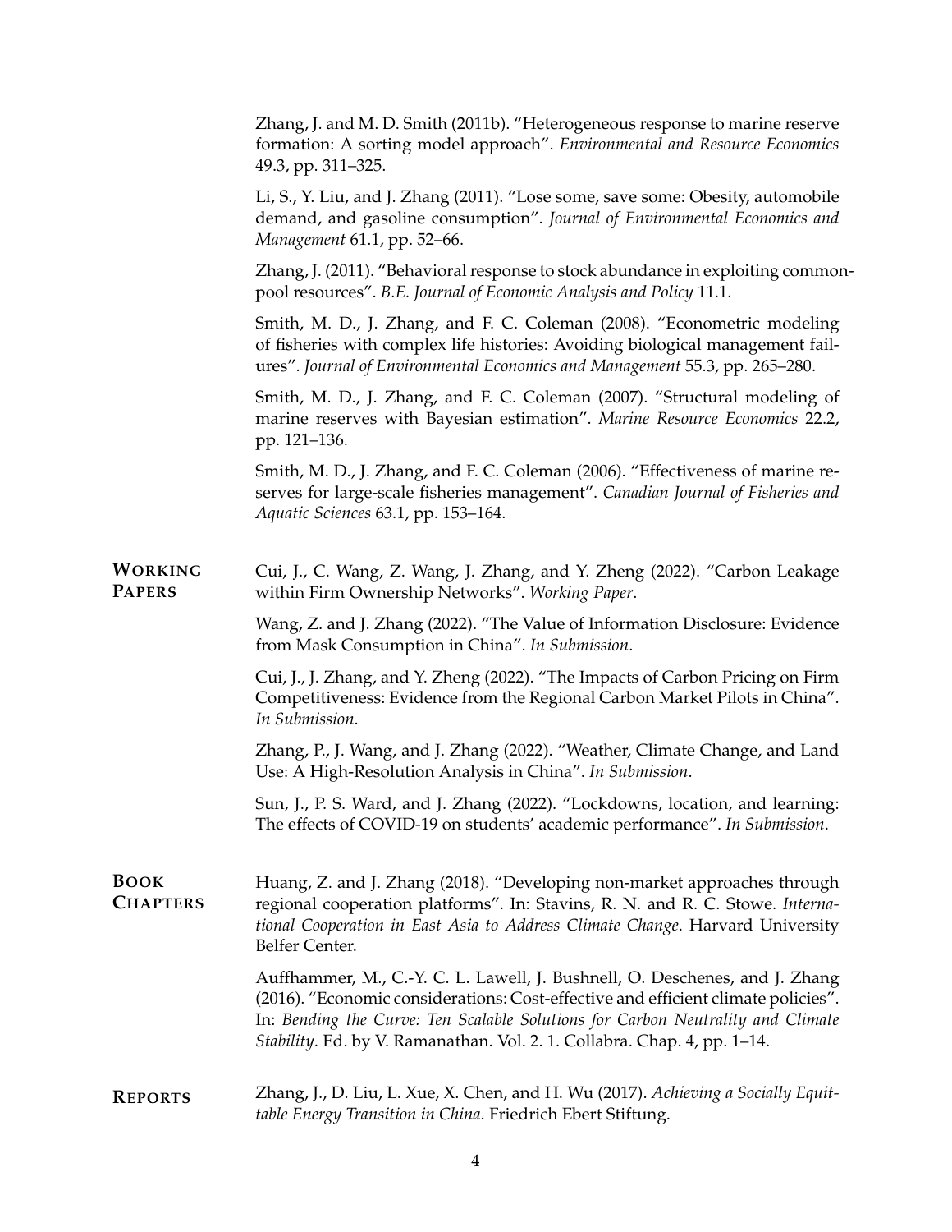Zhang, J. and M. D. Smith (2011b). "Heterogeneous response to marine reserve formation: A sorting model approach". *Environmental and Resource Economics* 49.3, pp. 311–325.

Li, S., Y. Liu, and J. Zhang (2011). "Lose some, save some: Obesity, automobile demand, and gasoline consumption". *Journal of Environmental Economics and Management* 61.1, pp. 52–66.

Zhang, J. (2011). "Behavioral response to stock abundance in exploiting common-pool resources". *B.E. Journal of Economic Analysis and Policy* 11.1.

Smith, M. D., J. Zhang, and F. C. Coleman (2008). "Econometric modeling of fisheries with complex life histories: Avoiding biological management failures". *Journal of Environmental Economics and Management* 55.3, pp. 265–280.

Smith, M. D., J. Zhang, and F. C. Coleman (2007). "Structural modeling of marine reserves with Bayesian estimation". *Marine Resource Economics* 22.2, pp. 121–136.

Smith, M. D., J. Zhang, and F. C. Coleman (2006). "Effectiveness of marine reserves for large-scale fisheries management". *Canadian Journal of Fisheries and Aquatic Sciences* 63.1, pp. 153–164.

## Working Papers

Cui, J., C. Wang, Z. Wang, J. Zhang, and Y. Zheng (2022). "Carbon Leakage within Firm Ownership Networks". *Working Paper*.

Wang, Z. and J. Zhang (2022). "The Value of Information Disclosure: Evidence from Mask Consumption in China". *In Submission*.

Cui, J., J. Zhang, and Y. Zheng (2022). "The Impacts of Carbon Pricing on Firm Competitiveness: Evidence from the Regional Carbon Market Pilots in China". *In Submission*.

Zhang, P., J. Wang, and J. Zhang (2022). "Weather, Climate Change, and Land Use: A High-Resolution Analysis in China". *In Submission*.

Sun, J., P. S. Ward, and J. Zhang (2022). "Lockdowns, location, and learning: The effects of COVID-19 on students' academic performance". *In Submission*.

## Book Chapters

Huang, Z. and J. Zhang (2018). "Developing non-market approaches through regional cooperation platforms". In: Stavins, R. N. and R. C. Stowe. *International Cooperation in East Asia to Address Climate Change*. Harvard University Belfer Center.

Auffhammer, M., C.-Y. C. L. Lawell, J. Bushnell, O. Deschenes, and J. Zhang (2016). "Economic considerations: Cost-effective and efficient climate policies". In: *Bending the Curve: Ten Scalable Solutions for Carbon Neutrality and Climate Stability*. Ed. by V. Ramanathan. Vol. 2. 1. Collabra. Chap. 4, pp. 1–14.

## Reports

Zhang, J., D. Liu, L. Xue, X. Chen, and H. Wu (2017). *Achieving a Socially Equitable Energy Transition in China*. Friedrich Ebert Stiftung.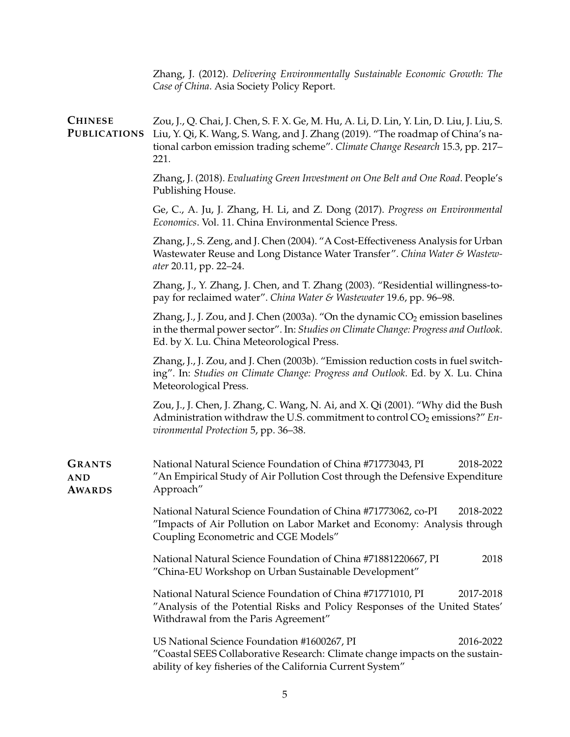Zhang, J. (2012). *Delivering Environmentally Sustainable Economic Growth: The Case of China*. Asia Society Policy Report.

## Chinese Publications

Zou, J., Q. Chai, J. Chen, S. F. X. Ge, M. Hu, A. Li, D. Lin, Y. Lin, D. Liu, J. Liu, S. Liu, Y. Qi, K. Wang, S. Wang, and J. Zhang (2019). "The roadmap of China's national carbon emission trading scheme". *Climate Change Research* 15.3, pp. 217–221.

Zhang, J. (2018). *Evaluating Green Investment on One Belt and One Road*. People's Publishing House.

Ge, C., A. Ju, J. Zhang, H. Li, and Z. Dong (2017). *Progress on Environmental Economics*. Vol. 11. China Environmental Science Press.

Zhang, J., S. Zeng, and J. Chen (2004). "A Cost-Effectiveness Analysis for Urban Wastewater Reuse and Long Distance Water Transfer". *China Water & Wastewater* 20.11, pp. 22–24.

Zhang, J., Y. Zhang, J. Chen, and T. Zhang (2003). "Residential willingness-to-pay for reclaimed water". *China Water & Wastewater* 19.6, pp. 96–98.

Zhang, J., J. Zou, and J. Chen (2003a). "On the dynamic $CO_2$ emission baselines in the thermal power sector". In: *Studies on Climate Change: Progress and Outlook*. Ed. by X. Lu. China Meteorological Press.

Zhang, J., J. Zou, and J. Chen (2003b). "Emission reduction costs in fuel switching". In: *Studies on Climate Change: Progress and Outlook*. Ed. by X. Lu. China Meteorological Press.

Zou, J., J. Chen, J. Zhang, C. Wang, N. Ai, and X. Qi (2001). "Why did the Bush Administration withdraw the U.S. commitment to control $CO_2$ emissions?" *Environmental Protection* 5, pp. 36–38.

## Grants and Awards

National Natural Science Foundation of China #71773043, PI — 2018-2022
"An Empirical Study of Air Pollution Cost through the Defensive Expenditure Approach"

National Natural Science Foundation of China #71773062, co-PI — 2018-2022
"Impacts of Air Pollution on Labor Market and Economy: Analysis through Coupling Econometric and CGE Models"

National Natural Science Foundation of China #71881220667, PI — 2018
"China-EU Workshop on Urban Sustainable Development"

National Natural Science Foundation of China #71771010, PI — 2017-2018
"Analysis of the Potential Risks and Policy Responses of the United States' Withdrawal from the Paris Agreement"

US National Science Foundation #1600267, PI — 2016-2022
"Coastal SEES Collaborative Research: Climate change impacts on the sustainability of key fisheries of the California Current System"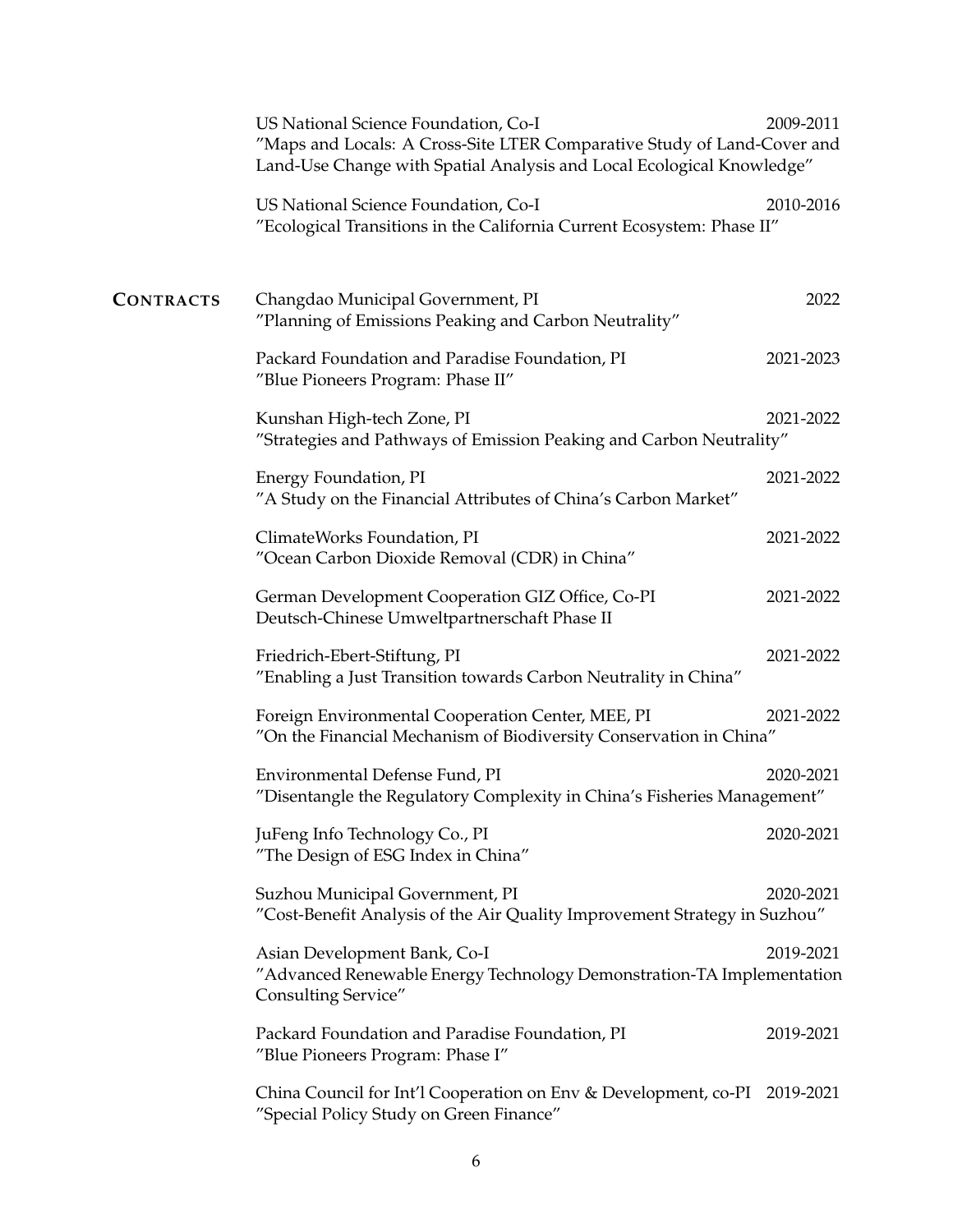US National Science Foundation, Co-I — 2009-2011
"Maps and Locals: A Cross-Site LTER Comparative Study of Land-Cover and Land-Use Change with Spatial Analysis and Local Ecological Knowledge"

US National Science Foundation, Co-I — 2010-2016
"Ecological Transitions in the California Current Ecosystem: Phase II"

## CONTRACTS

Changdao Municipal Government, PI — 2022
"Planning of Emissions Peaking and Carbon Neutrality"

Packard Foundation and Paradise Foundation, PI — 2021-2023
"Blue Pioneers Program: Phase II"

Kunshan High-tech Zone, PI — 2021-2022
"Strategies and Pathways of Emission Peaking and Carbon Neutrality"

Energy Foundation, PI — 2021-2022
"A Study on the Financial Attributes of China's Carbon Market"

ClimateWorks Foundation, PI — 2021-2022
"Ocean Carbon Dioxide Removal (CDR) in China"

German Development Cooperation GIZ Office, Co-PI — 2021-2022
Deutsch-Chinese Umweltpartnerschaft Phase II

Friedrich-Ebert-Stiftung, PI — 2021-2022
"Enabling a Just Transition towards Carbon Neutrality in China"

Foreign Environmental Cooperation Center, MEE, PI — 2021-2022
"On the Financial Mechanism of Biodiversity Conservation in China"

Environmental Defense Fund, PI — 2020-2021
"Disentangle the Regulatory Complexity in China's Fisheries Management"

JuFeng Info Technology Co., PI — 2020-2021
"The Design of ESG Index in China"

Suzhou Municipal Government, PI — 2020-2021
"Cost-Benefit Analysis of the Air Quality Improvement Strategy in Suzhou"

Asian Development Bank, Co-I — 2019-2021
"Advanced Renewable Energy Technology Demonstration-TA Implementation Consulting Service"

Packard Foundation and Paradise Foundation, PI — 2019-2021
"Blue Pioneers Program: Phase I"

China Council for Int'l Cooperation on Env & Development, co-PI — 2019-2021
"Special Policy Study on Green Finance"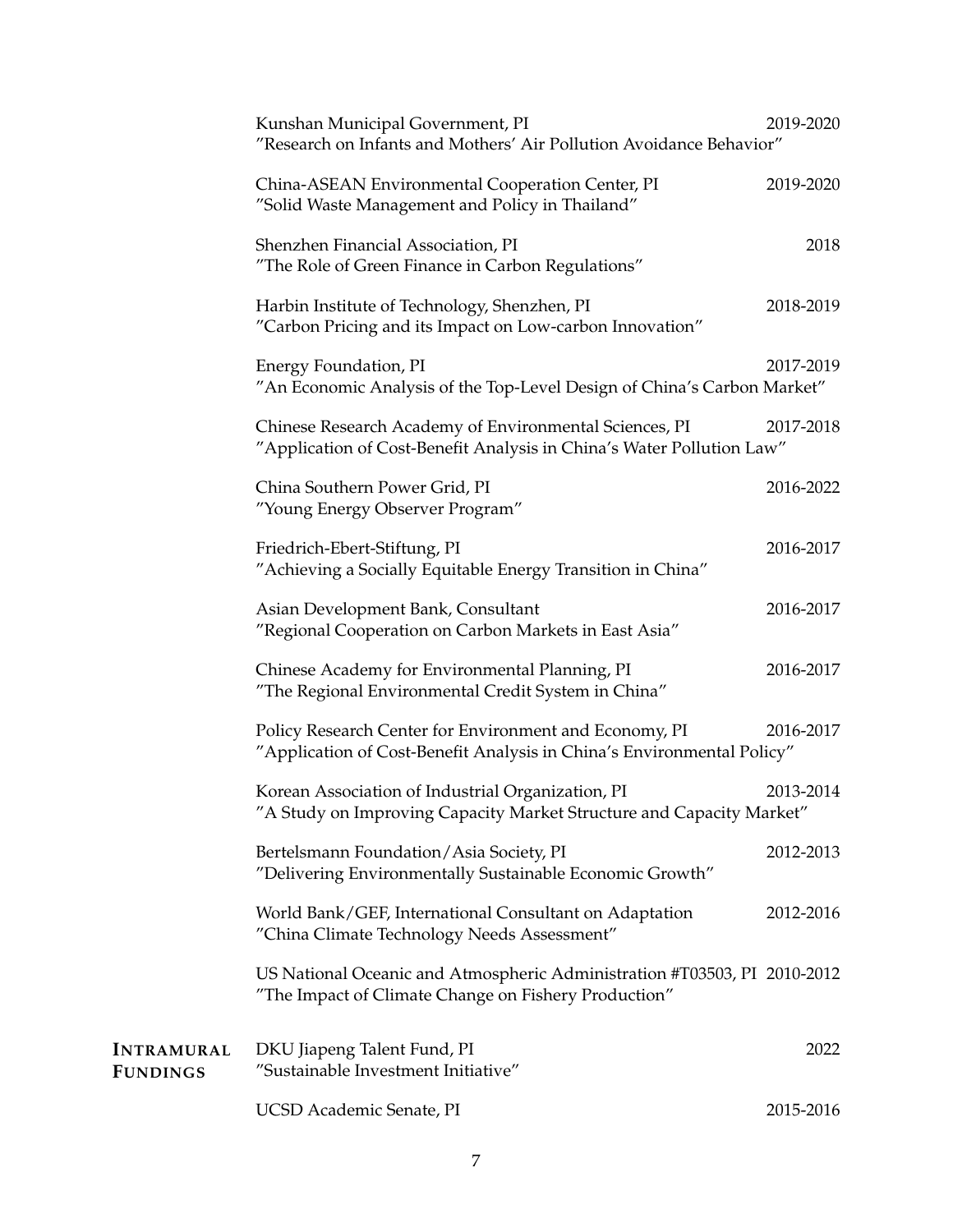Kunshan Municipal Government, PI — 2019-2020
"Research on Infants and Mothers' Air Pollution Avoidance Behavior"

China-ASEAN Environmental Cooperation Center, PI — 2019-2020
"Solid Waste Management and Policy in Thailand"

Shenzhen Financial Association, PI — 2018
"The Role of Green Finance in Carbon Regulations"

Harbin Institute of Technology, Shenzhen, PI — 2018-2019
"Carbon Pricing and its Impact on Low-carbon Innovation"

Energy Foundation, PI — 2017-2019
"An Economic Analysis of the Top-Level Design of China's Carbon Market"

Chinese Research Academy of Environmental Sciences, PI — 2017-2018
"Application of Cost-Benefit Analysis in China's Water Pollution Law"

China Southern Power Grid, PI — 2016-2022
"Young Energy Observer Program"

Friedrich-Ebert-Stiftung, PI — 2016-2017
"Achieving a Socially Equitable Energy Transition in China"

Asian Development Bank, Consultant — 2016-2017
"Regional Cooperation on Carbon Markets in East Asia"

Chinese Academy for Environmental Planning, PI — 2016-2017
"The Regional Environmental Credit System in China"

Policy Research Center for Environment and Economy, PI — 2016-2017
"Application of Cost-Benefit Analysis in China's Environmental Policy"

Korean Association of Industrial Organization, PI — 2013-2014
"A Study on Improving Capacity Market Structure and Capacity Market"

Bertelsmann Foundation/Asia Society, PI — 2012-2013
"Delivering Environmentally Sustainable Economic Growth"

World Bank/GEF, International Consultant on Adaptation — 2012-2016
"China Climate Technology Needs Assessment"

US National Oceanic and Atmospheric Administration #T03503, PI — 2010-2012
"The Impact of Climate Change on Fishery Production"

## Intramural Fundings

DKU Jiapeng Talent Fund, PI — 2022
"Sustainable Investment Initiative"

UCSD Academic Senate, PI — 2015-2016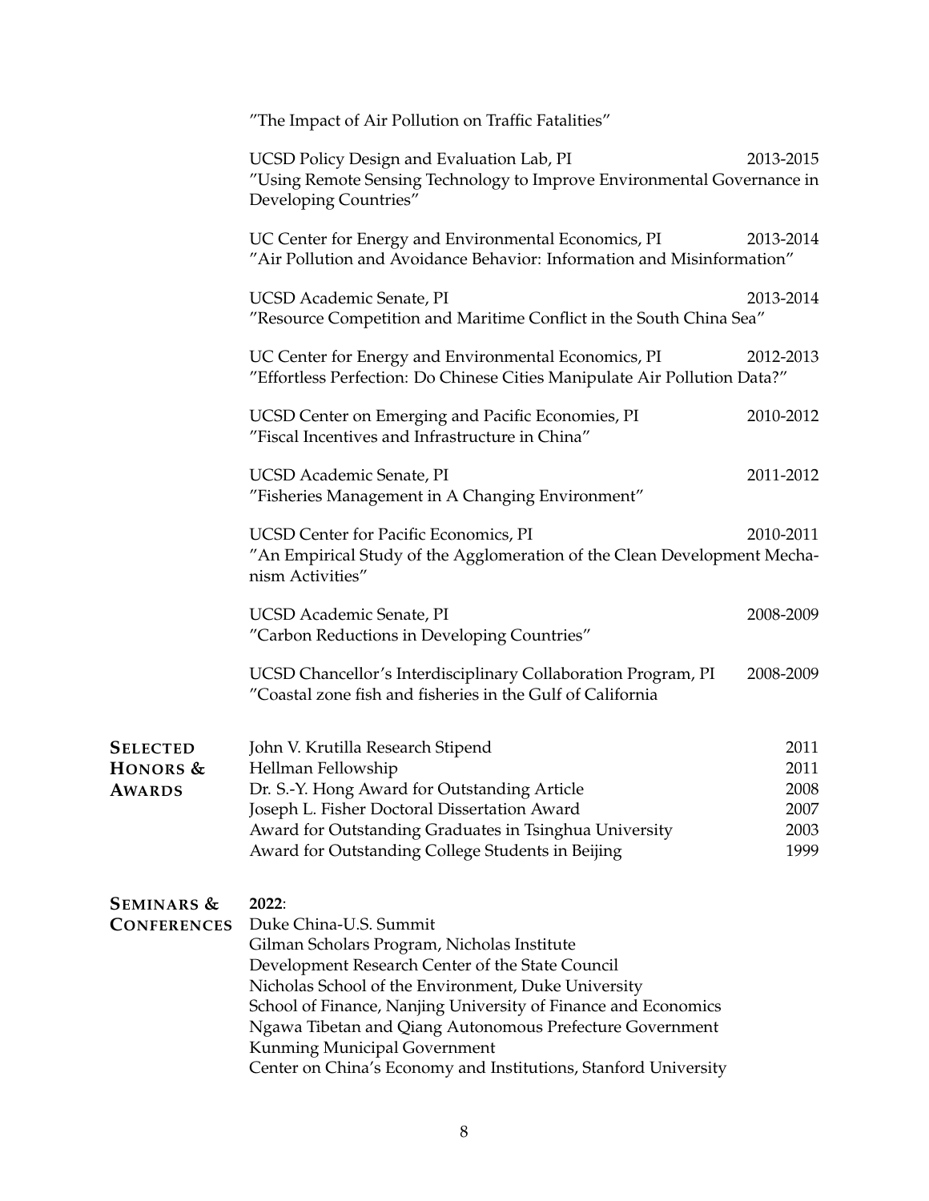"The Impact of Air Pollution on Traffic Fatalities"

UCSD Policy Design and Evaluation Lab, PI — 2013-2015
"Using Remote Sensing Technology to Improve Environmental Governance in Developing Countries"

UC Center for Energy and Environmental Economics, PI — 2013-2014
"Air Pollution and Avoidance Behavior: Information and Misinformation"

UCSD Academic Senate, PI — 2013-2014
"Resource Competition and Maritime Conflict in the South China Sea"

UC Center for Energy and Environmental Economics, PI — 2012-2013
"Effortless Perfection: Do Chinese Cities Manipulate Air Pollution Data?"

UCSD Center on Emerging and Pacific Economies, PI — 2010-2012
"Fiscal Incentives and Infrastructure in China"

UCSD Academic Senate, PI — 2011-2012
"Fisheries Management in A Changing Environment"

UCSD Center for Pacific Economics, PI — 2010-2011
"An Empirical Study of the Agglomeration of the Clean Development Mechanism Activities"

UCSD Academic Senate, PI — 2008-2009
"Carbon Reductions in Developing Countries"

UCSD Chancellor's Interdisciplinary Collaboration Program, PI — 2008-2009
"Coastal zone fish and fisheries in the Gulf of California

## Selected Honors & Awards

John V. Krutilla Research Stipend — 2011
Hellman Fellowship — 2011
Dr. S.-Y. Hong Award for Outstanding Article — 2008
Joseph L. Fisher Doctoral Dissertation Award — 2007
Award for Outstanding Graduates in Tsinghua University — 2003
Award for Outstanding College Students in Beijing — 1999

## Seminars & Conferences

**2022**:
Duke China-U.S. Summit
Gilman Scholars Program, Nicholas Institute
Development Research Center of the State Council
Nicholas School of the Environment, Duke University
School of Finance, Nanjing University of Finance and Economics
Ngawa Tibetan and Qiang Autonomous Prefecture Government
Kunming Municipal Government
Center on China's Economy and Institutions, Stanford University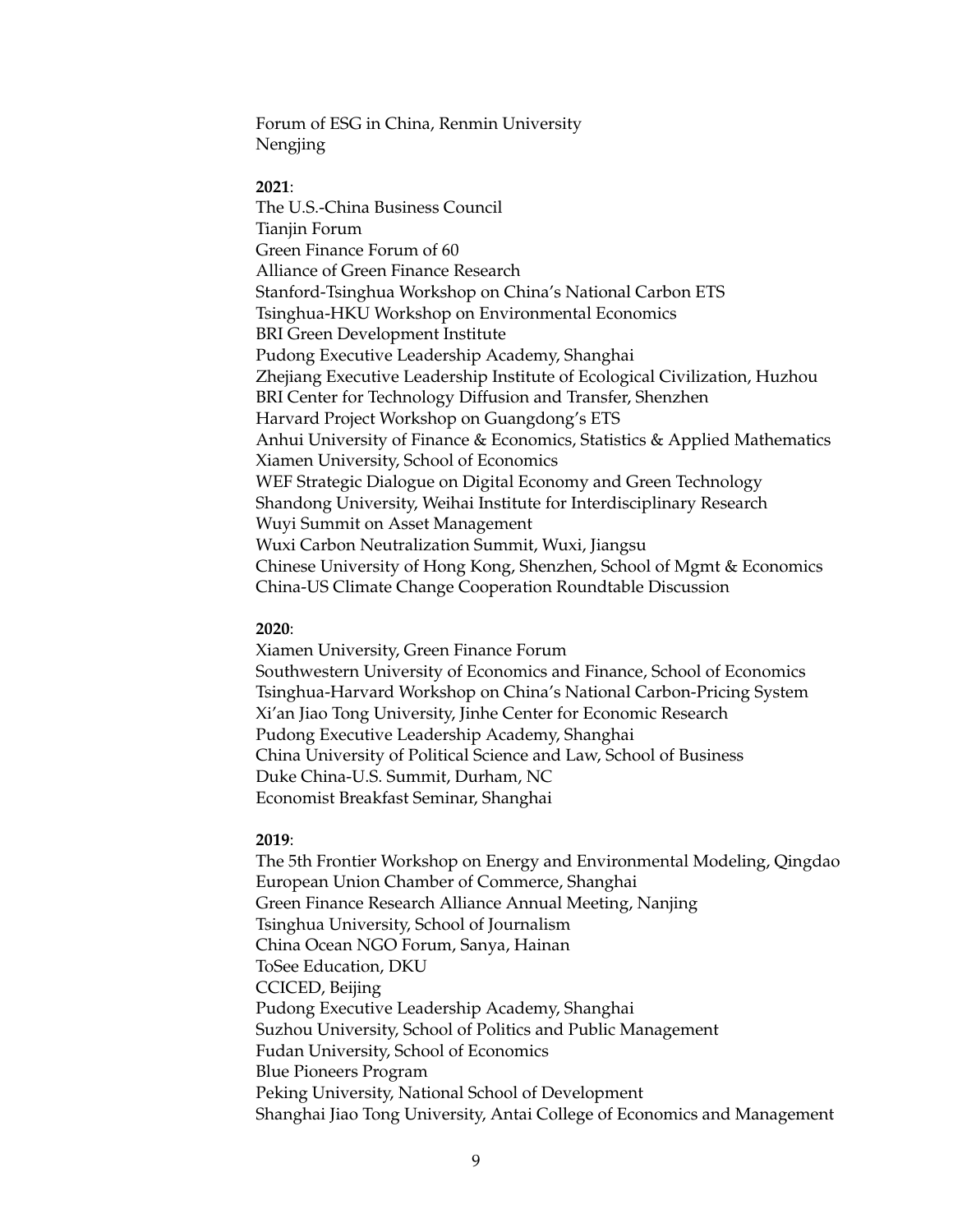Forum of ESG in China, Renmin University
Nengjing

**2021**:

The U.S.-China Business Council
Tianjin Forum
Green Finance Forum of 60
Alliance of Green Finance Research
Stanford-Tsinghua Workshop on China's National Carbon ETS
Tsinghua-HKU Workshop on Environmental Economics
BRI Green Development Institute
Pudong Executive Leadership Academy, Shanghai
Zhejiang Executive Leadership Institute of Ecological Civilization, Huzhou
BRI Center for Technology Diffusion and Transfer, Shenzhen
Harvard Project Workshop on Guangdong's ETS
Anhui University of Finance & Economics, Statistics & Applied Mathematics
Xiamen University, School of Economics
WEF Strategic Dialogue on Digital Economy and Green Technology
Shandong University, Weihai Institute for Interdisciplinary Research
Wuyi Summit on Asset Management
Wuxi Carbon Neutralization Summit, Wuxi, Jiangsu
Chinese University of Hong Kong, Shenzhen, School of Mgmt & Economics
China-US Climate Change Cooperation Roundtable Discussion

**2020**:

Xiamen University, Green Finance Forum
Southwestern University of Economics and Finance, School of Economics
Tsinghua-Harvard Workshop on China's National Carbon-Pricing System
Xi'an Jiao Tong University, Jinhe Center for Economic Research
Pudong Executive Leadership Academy, Shanghai
China University of Political Science and Law, School of Business
Duke China-U.S. Summit, Durham, NC
Economist Breakfast Seminar, Shanghai

**2019**:

The 5th Frontier Workshop on Energy and Environmental Modeling, Qingdao
European Union Chamber of Commerce, Shanghai
Green Finance Research Alliance Annual Meeting, Nanjing
Tsinghua University, School of Journalism
China Ocean NGO Forum, Sanya, Hainan
ToSee Education, DKU
CCICED, Beijing
Pudong Executive Leadership Academy, Shanghai
Suzhou University, School of Politics and Public Management
Fudan University, School of Economics
Blue Pioneers Program
Peking University, National School of Development
Shanghai Jiao Tong University, Antai College of Economics and Management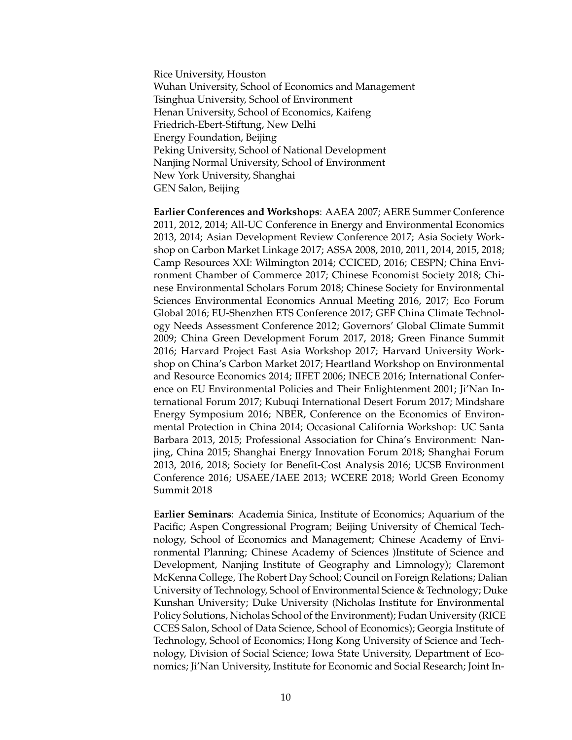Rice University, Houston
Wuhan University, School of Economics and Management
Tsinghua University, School of Environment
Henan University, School of Economics, Kaifeng
Friedrich-Ebert-Stiftung, New Delhi
Energy Foundation, Beijing
Peking University, School of National Development
Nanjing Normal University, School of Environment
New York University, Shanghai
GEN Salon, Beijing

**Earlier Conferences and Workshops**: AAEA 2007; AERE Summer Conference 2011, 2012, 2014; All-UC Conference in Energy and Environmental Economics 2013, 2014; Asian Development Review Conference 2017; Asia Society Workshop on Carbon Market Linkage 2017; ASSA 2008, 2010, 2011, 2014, 2015, 2018; Camp Resources XXI: Wilmington 2014; CCICED, 2016; CESPN; China Environment Chamber of Commerce 2017; Chinese Economist Society 2018; Chinese Environmental Scholars Forum 2018; Chinese Society for Environmental Sciences Environmental Economics Annual Meeting 2016, 2017; Eco Forum Global 2016; EU-Shenzhen ETS Conference 2017; GEF China Climate Technology Needs Assessment Conference 2012; Governors' Global Climate Summit 2009; China Green Development Forum 2017, 2018; Green Finance Summit 2016; Harvard Project East Asia Workshop 2017; Harvard University Workshop on China's Carbon Market 2017; Heartland Workshop on Environmental and Resource Economics 2014; IIFET 2006; INECE 2016; International Conference on EU Environmental Policies and Their Enlightenment 2001; Ji'Nan International Forum 2017; Kubuqi International Desert Forum 2017; Mindshare Energy Symposium 2016; NBER, Conference on the Economics of Environmental Protection in China 2014; Occasional California Workshop: UC Santa Barbara 2013, 2015; Professional Association for China's Environment: Nanjing, China 2015; Shanghai Energy Innovation Forum 2018; Shanghai Forum 2013, 2016, 2018; Society for Benefit-Cost Analysis 2016; UCSB Environment Conference 2016; USAEE/IAEE 2013; WCERE 2018; World Green Economy Summit 2018

**Earlier Seminars**: Academia Sinica, Institute of Economics; Aquarium of the Pacific; Aspen Congressional Program; Beijing University of Chemical Technology, School of Economics and Management; Chinese Academy of Environmental Planning; Chinese Academy of Sciences )Institute of Science and Development, Nanjing Institute of Geography and Limnology); Claremont McKenna College, The Robert Day School; Council on Foreign Relations; Dalian University of Technology, School of Environmental Science & Technology; Duke Kunshan University; Duke University (Nicholas Institute for Environmental Policy Solutions, Nicholas School of the Environment); Fudan University (RICE CCES Salon, School of Data Science, School of Economics); Georgia Institute of Technology, School of Economics; Hong Kong University of Science and Technology, Division of Social Science; Iowa State University, Department of Economics; Ji'Nan University, Institute for Economic and Social Research; Joint In-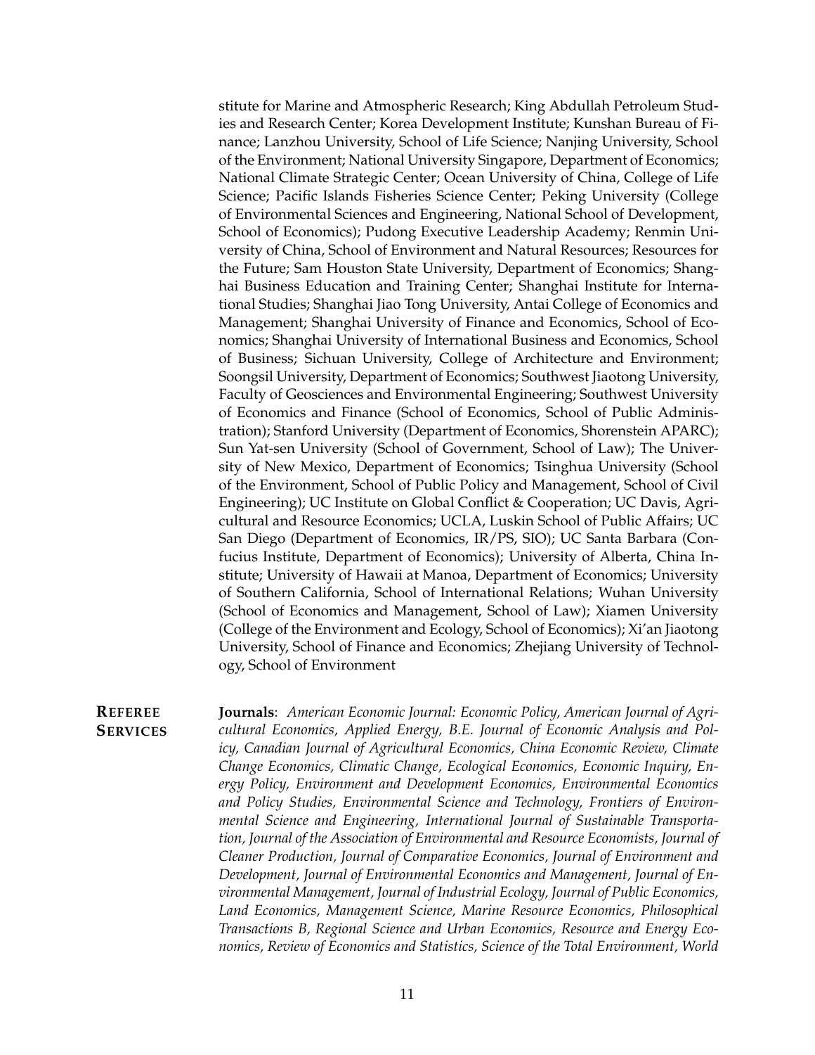stitute for Marine and Atmospheric Research; King Abdullah Petroleum Studies and Research Center; Korea Development Institute; Kunshan Bureau of Finance; Lanzhou University, School of Life Science; Nanjing University, School of the Environment; National University Singapore, Department of Economics; National Climate Strategic Center; Ocean University of China, College of Life Science; Pacific Islands Fisheries Science Center; Peking University (College of Environmental Sciences and Engineering, National School of Development, School of Economics); Pudong Executive Leadership Academy; Renmin University of China, School of Environment and Natural Resources; Resources for the Future; Sam Houston State University, Department of Economics; Shanghai Business Education and Training Center; Shanghai Institute for International Studies; Shanghai Jiao Tong University, Antai College of Economics and Management; Shanghai University of Finance and Economics, School of Economics; Shanghai University of International Business and Economics, School of Business; Sichuan University, College of Architecture and Environment; Soongsil University, Department of Economics; Southwest Jiaotong University, Faculty of Geosciences and Environmental Engineering; Southwest University of Economics and Finance (School of Economics, School of Public Administration); Stanford University (Department of Economics, Shorenstein APARC); Sun Yat-sen University (School of Government, School of Law); The University of New Mexico, Department of Economics; Tsinghua University (School of the Environment, School of Public Policy and Management, School of Civil Engineering); UC Institute on Global Conflict & Cooperation; UC Davis, Agricultural and Resource Economics; UCLA, Luskin School of Public Affairs; UC San Diego (Department of Economics, IR/PS, SIO); UC Santa Barbara (Confucius Institute, Department of Economics); University of Alberta, China Institute; University of Hawaii at Manoa, Department of Economics; University of Southern California, School of International Relations; Wuhan University (School of Economics and Management, School of Law); Xiamen University (College of the Environment and Ecology, School of Economics); Xi'an Jiaotong University, School of Finance and Economics; Zhejiang University of Technology, School of Environment

## Referee Services

**Journals**: *American Economic Journal: Economic Policy, American Journal of Agricultural Economics, Applied Energy, B.E. Journal of Economic Analysis and Policy, Canadian Journal of Agricultural Economics, China Economic Review, Climate Change Economics, Climatic Change, Ecological Economics, Economic Inquiry, Energy Policy, Environment and Development Economics, Environmental Economics and Policy Studies, Environmental Science and Technology, Frontiers of Environmental Science and Engineering, International Journal of Sustainable Transportation, Journal of the Association of Environmental and Resource Economists, Journal of Cleaner Production, Journal of Comparative Economics, Journal of Environment and Development, Journal of Environmental Economics and Management, Journal of Environmental Management, Journal of Industrial Ecology, Journal of Public Economics, Land Economics, Management Science, Marine Resource Economics, Philosophical Transactions B, Regional Science and Urban Economics, Resource and Energy Economics, Review of Economics and Statistics, Science of the Total Environment, World*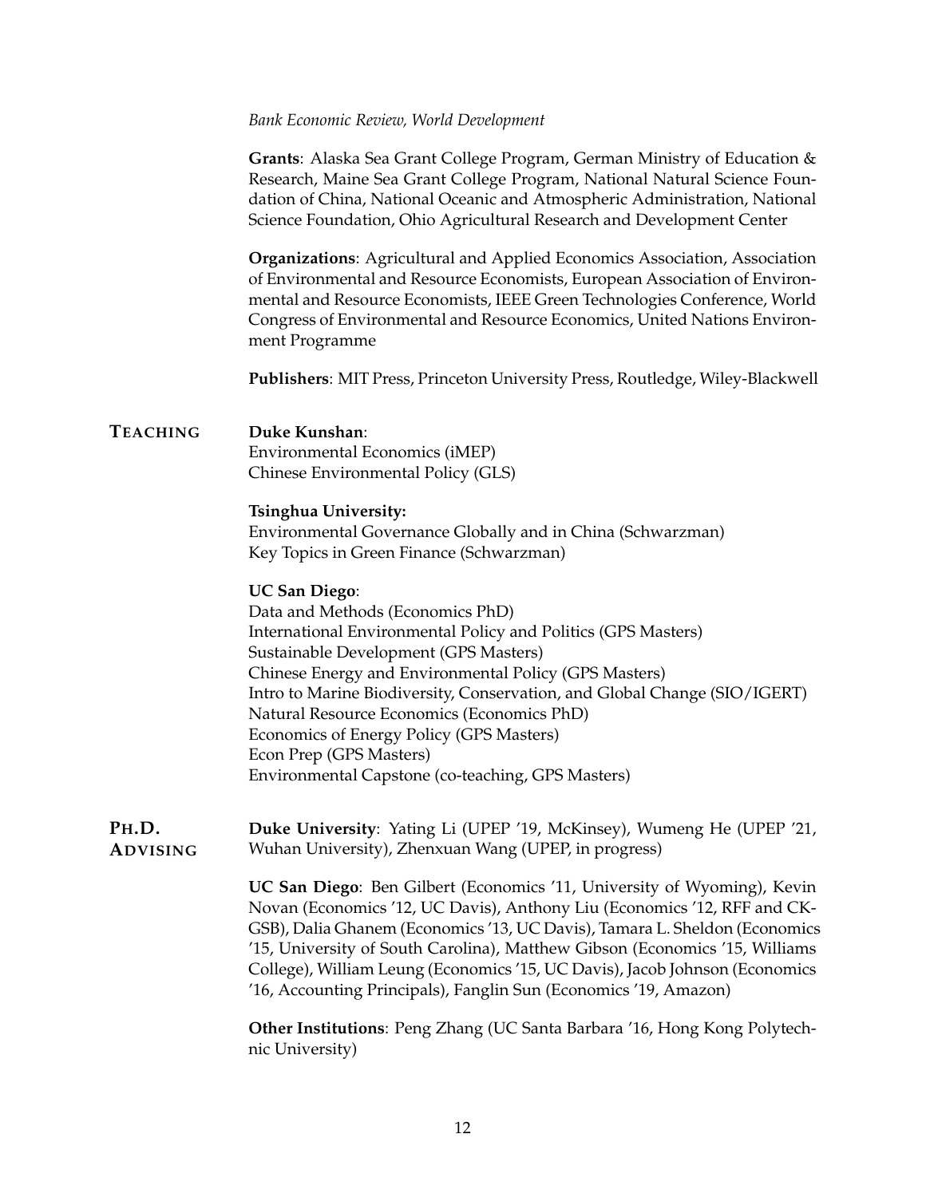*Bank Economic Review, World Development*

**Grants**: Alaska Sea Grant College Program, German Ministry of Education & Research, Maine Sea Grant College Program, National Natural Science Foundation of China, National Oceanic and Atmospheric Administration, National Science Foundation, Ohio Agricultural Research and Development Center

**Organizations**: Agricultural and Applied Economics Association, Association of Environmental and Resource Economists, European Association of Environmental and Resource Economists, IEEE Green Technologies Conference, World Congress of Environmental and Resource Economics, United Nations Environment Programme

**Publishers**: MIT Press, Princeton University Press, Routledge, Wiley-Blackwell

## TEACHING

**Duke Kunshan**:
Environmental Economics (iMEP)
Chinese Environmental Policy (GLS)

**Tsinghua University:**
Environmental Governance Globally and in China (Schwarzman)
Key Topics in Green Finance (Schwarzman)

**UC San Diego**:
Data and Methods (Economics PhD)
International Environmental Policy and Politics (GPS Masters)
Sustainable Development (GPS Masters)
Chinese Energy and Environmental Policy (GPS Masters)
Intro to Marine Biodiversity, Conservation, and Global Change (SIO/IGERT)
Natural Resource Economics (Economics PhD)
Economics of Energy Policy (GPS Masters)
Econ Prep (GPS Masters)
Environmental Capstone (co-teaching, GPS Masters)

## PH.D. ADVISING

**Duke University**: Yating Li (UPEP '19, McKinsey), Wumeng He (UPEP '21, Wuhan University), Zhenxuan Wang (UPEP, in progress)

**UC San Diego**: Ben Gilbert (Economics '11, University of Wyoming), Kevin Novan (Economics '12, UC Davis), Anthony Liu (Economics '12, RFF and CKGSB), Dalia Ghanem (Economics '13, UC Davis), Tamara L. Sheldon (Economics '15, University of South Carolina), Matthew Gibson (Economics '15, Williams College), William Leung (Economics '15, UC Davis), Jacob Johnson (Economics '16, Accounting Principals), Fanglin Sun (Economics '19, Amazon)

**Other Institutions**: Peng Zhang (UC Santa Barbara '16, Hong Kong Polytechnic University)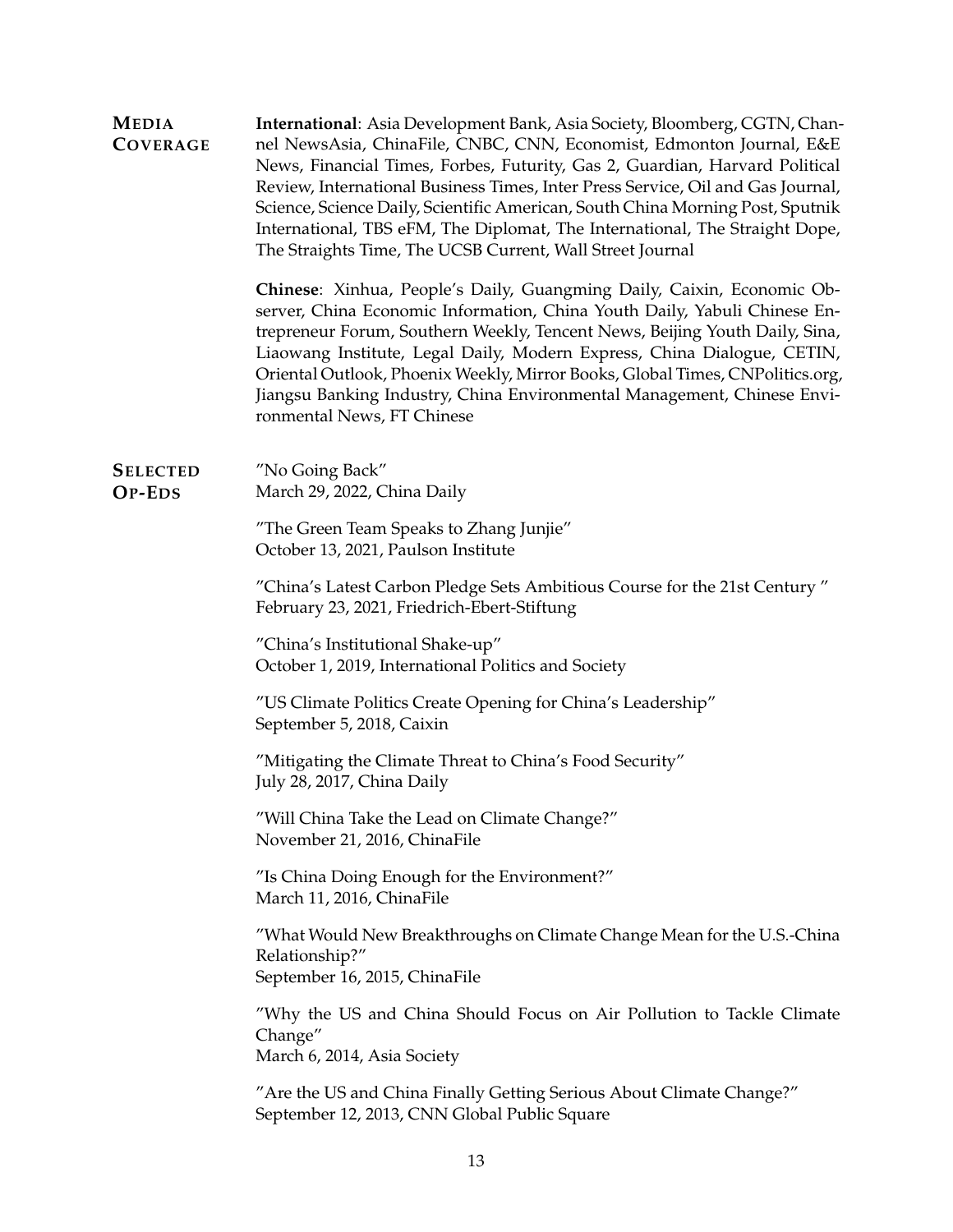## Media Coverage

**International**: Asia Development Bank, Asia Society, Bloomberg, CGTN, Channel NewsAsia, ChinaFile, CNBC, CNN, Economist, Edmonton Journal, E&E News, Financial Times, Forbes, Futurity, Gas 2, Guardian, Harvard Political Review, International Business Times, Inter Press Service, Oil and Gas Journal, Science, Science Daily, Scientific American, South China Morning Post, Sputnik International, TBS eFM, The Diplomat, The International, The Straight Dope, The Straights Time, The UCSB Current, Wall Street Journal

**Chinese**: Xinhua, People's Daily, Guangming Daily, Caixin, Economic Observer, China Economic Information, China Youth Daily, Yabuli Chinese Entrepreneur Forum, Southern Weekly, Tencent News, Beijing Youth Daily, Sina, Liaowang Institute, Legal Daily, Modern Express, China Dialogue, CETIN, Oriental Outlook, Phoenix Weekly, Mirror Books, Global Times, CNPolitics.org, Jiangsu Banking Industry, China Environmental Management, Chinese Environmental News, FT Chinese

## Selected Op-Eds

"No Going Back"
March 29, 2022, China Daily

"The Green Team Speaks to Zhang Junjie"
October 13, 2021, Paulson Institute

"China's Latest Carbon Pledge Sets Ambitious Course for the 21st Century "
February 23, 2021, Friedrich-Ebert-Stiftung

"China's Institutional Shake-up"
October 1, 2019, International Politics and Society

"US Climate Politics Create Opening for China's Leadership"
September 5, 2018, Caixin

"Mitigating the Climate Threat to China's Food Security"
July 28, 2017, China Daily

"Will China Take the Lead on Climate Change?"
November 21, 2016, ChinaFile

"Is China Doing Enough for the Environment?"
March 11, 2016, ChinaFile

"What Would New Breakthroughs on Climate Change Mean for the U.S.-China Relationship?"
September 16, 2015, ChinaFile

"Why the US and China Should Focus on Air Pollution to Tackle Climate Change"
March 6, 2014, Asia Society

"Are the US and China Finally Getting Serious About Climate Change?"
September 12, 2013, CNN Global Public Square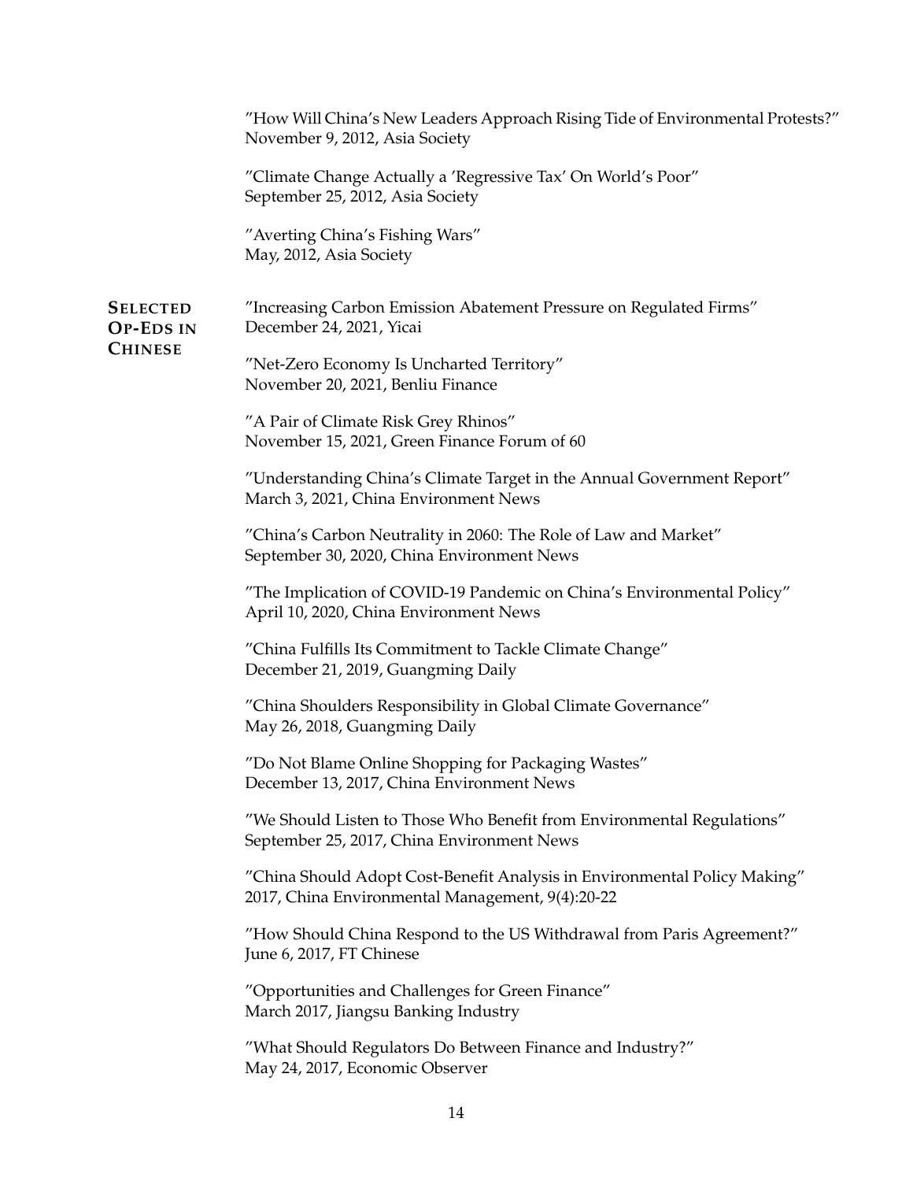"How Will China's New Leaders Approach Rising Tide of Environmental Protests?"
November 9, 2012, Asia Society

"Climate Change Actually a 'Regressive Tax' On World's Poor"
September 25, 2012, Asia Society

"Averting China's Fishing Wars"
May, 2012, Asia Society

## Selected Op-Eds in Chinese

"Increasing Carbon Emission Abatement Pressure on Regulated Firms"
December 24, 2021, Yicai

"Net-Zero Economy Is Uncharted Territory"
November 20, 2021, Benliu Finance

"A Pair of Climate Risk Grey Rhinos"
November 15, 2021, Green Finance Forum of 60

"Understanding China's Climate Target in the Annual Government Report"
March 3, 2021, China Environment News

"China's Carbon Neutrality in 2060: The Role of Law and Market"
September 30, 2020, China Environment News

"The Implication of COVID-19 Pandemic on China's Environmental Policy"
April 10, 2020, China Environment News

"China Fulfills Its Commitment to Tackle Climate Change"
December 21, 2019, Guangming Daily

"China Shoulders Responsibility in Global Climate Governance"
May 26, 2018, Guangming Daily

"Do Not Blame Online Shopping for Packaging Wastes"
December 13, 2017, China Environment News

"We Should Listen to Those Who Benefit from Environmental Regulations"
September 25, 2017, China Environment News

"China Should Adopt Cost-Benefit Analysis in Environmental Policy Making"
2017, China Environmental Management, 9(4):20-22

"How Should China Respond to the US Withdrawal from Paris Agreement?"
June 6, 2017, FT Chinese

"Opportunities and Challenges for Green Finance"
March 2017, Jiangsu Banking Industry

"What Should Regulators Do Between Finance and Industry?"
May 24, 2017, Economic Observer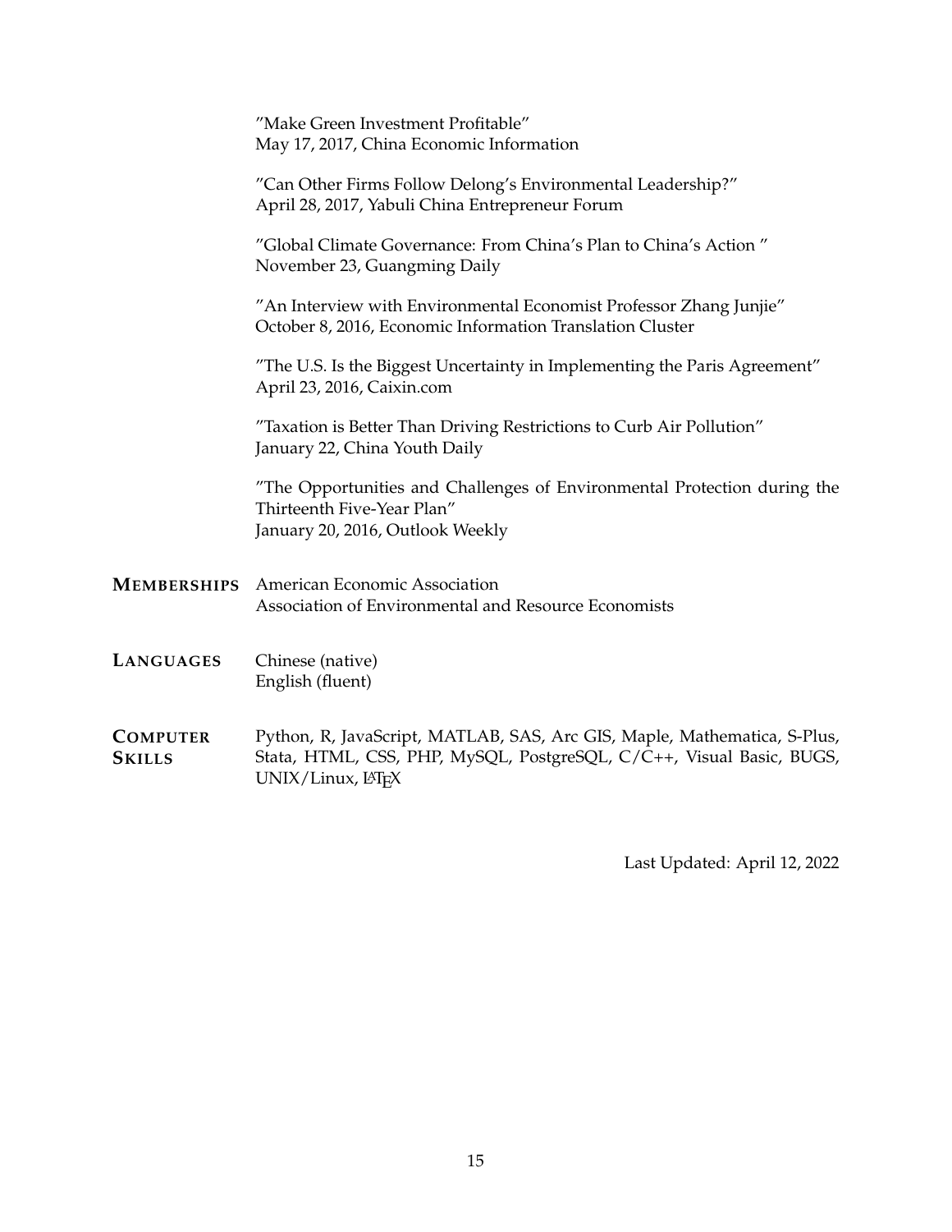"Make Green Investment Profitable"
May 17, 2017, China Economic Information

"Can Other Firms Follow Delong's Environmental Leadership?"
April 28, 2017, Yabuli China Entrepreneur Forum

"Global Climate Governance: From China's Plan to China's Action "
November 23, Guangming Daily

"An Interview with Environmental Economist Professor Zhang Junjie"
October 8, 2016, Economic Information Translation Cluster

"The U.S. Is the Biggest Uncertainty in Implementing the Paris Agreement"
April 23, 2016, Caixin.com

"Taxation is Better Than Driving Restrictions to Curb Air Pollution"
January 22, China Youth Daily

"The Opportunities and Challenges of Environmental Protection during the Thirteenth Five-Year Plan"
January 20, 2016, Outlook Weekly

## MEMBERSHIPS

American Economic Association
Association of Environmental and Resource Economists

## LANGUAGES

Chinese (native)
English (fluent)

## COMPUTER SKILLS

Python, R, JavaScript, MATLAB, SAS, Arc GIS, Maple, Mathematica, S-Plus, Stata, HTML, CSS, PHP, MySQL, PostgreSQL, C/C++, Visual Basic, BUGS, UNIX/Linux, LaTeX

Last Updated: April 12, 2022